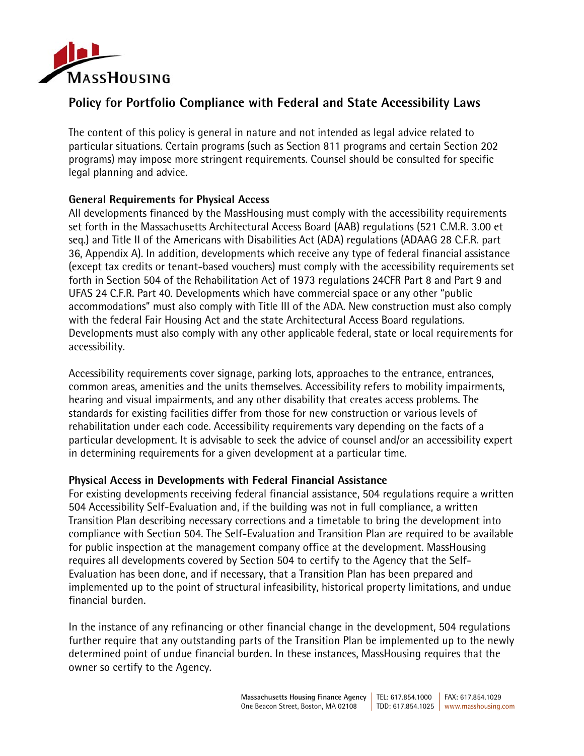MASSHOUSING

# Policy for Portfolio Compliance with Federal and State Accessibility Laws

The content of this policy is general in nature and not intended as legal advice related to particular situations. Certain programs (such as Section 811 programs and certain Section 202 programs) may impose more stringent requirements. Counsel should be consulted for specific legal planning and advice.

**General Requirements for Physical Access**

All developments financed by the MassHousing must comply with the accessibility requirements set forth in the Massachusetts Architectural Access Board (AAB) regulations (521 C.M.R. 3.00 et seq.) and Title II of the Americans with Disabilities Act (ADA) regulations (ADAAG 28 C.F.R. part 36, Appendix A). In addition, developments which receive any type of federal financial assistance (except tax credits or tenant-based vouchers) must comply with the accessibility requirements set forth in Section 504 of the Rehabilitation Act of 1973 regulations 24CFR Part 8 and Part 9 and UFAS 24 C.F.R. Part 40. Developments which have commercial space or any other "public accommodations" must also comply with Title III of the ADA. New construction must also comply with the federal Fair Housing Act and the state Architectural Access Board regulations. Developments must also comply with any other applicable federal, state or local requirements for accessibility.

Accessibility requirements cover signage, parking lots, approaches to the entrance, entrances, common areas, amenities and the units themselves. Accessibility refers to mobility impairments, hearing and visual impairments, and any other disability that creates access problems. The standards for existing facilities differ from those for new construction or various levels of rehabilitation under each code. Accessibility requirements vary depending on the facts of a particular development. It is advisable to seek the advice of counsel and/or an accessibility expert in determining requirements for a given development at a particular time.

**Physical Access in Developments with Federal Financial Assistance**

For existing developments receiving federal financial assistance, 504 regulations require a written 504 Accessibility Self-Evaluation and, if the building was not in full compliance, a written Transition Plan describing necessary corrections and a timetable to bring the development into compliance with Section 504. The Self-Evaluation and Transition Plan are required to be available for public inspection at the management company office at the development. MassHousing requires all developments covered by Section 504 to certify to the Agency that the Self-Evaluation has been done, and if necessary, that a Transition Plan has been prepared and implemented up to the point of structural infeasibility, historical property limitations, and undue financial burden.

In the instance of any refinancing or other financial change in the development, 504 regulations further require that any outstanding parts of the Transition Plan be implemented up to the newly determined point of undue financial burden. In these instances, MassHousing requires that the owner so certify to the Agency.

Massachusetts Housing Finance Agency | TEL: 617.854.1000 | FAX: 617.854.1029
One Beacon Street, Boston, MA 02108 | TDD: 617.854.1025 | www.masshousing.com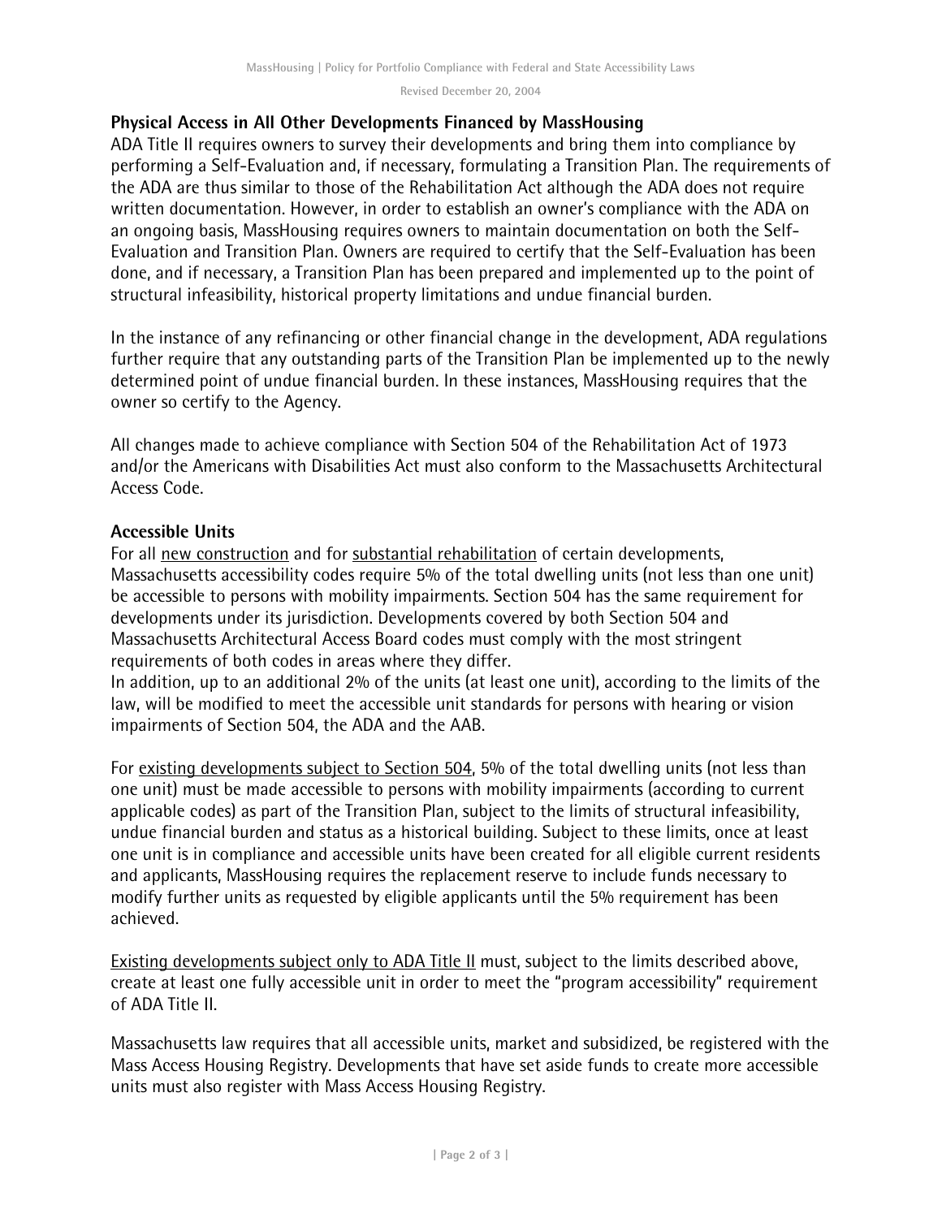**Physical Access in All Other Developments Financed by MassHousing**

ADA Title II requires owners to survey their developments and bring them into compliance by performing a Self-Evaluation and, if necessary, formulating a Transition Plan. The requirements of the ADA are thus similar to those of the Rehabilitation Act although the ADA does not require written documentation. However, in order to establish an owner's compliance with the ADA on an ongoing basis, MassHousing requires owners to maintain documentation on both the Self-Evaluation and Transition Plan. Owners are required to certify that the Self-Evaluation has been done, and if necessary, a Transition Plan has been prepared and implemented up to the point of structural infeasibility, historical property limitations and undue financial burden.

In the instance of any refinancing or other financial change in the development, ADA regulations further require that any outstanding parts of the Transition Plan be implemented up to the newly determined point of undue financial burden. In these instances, MassHousing requires that the owner so certify to the Agency.

All changes made to achieve compliance with Section 504 of the Rehabilitation Act of 1973 and/or the Americans with Disabilities Act must also conform to the Massachusetts Architectural Access Code.

**Accessible Units**

For all <u>new construction</u> and for <u>substantial rehabilitation</u> of certain developments, Massachusetts accessibility codes require 5% of the total dwelling units (not less than one unit) be accessible to persons with mobility impairments. Section 504 has the same requirement for developments under its jurisdiction. Developments covered by both Section 504 and Massachusetts Architectural Access Board codes must comply with the most stringent requirements of both codes in areas where they differ.
In addition, up to an additional 2% of the units (at least one unit), according to the limits of the law, will be modified to meet the accessible unit standards for persons with hearing or vision impairments of Section 504, the ADA and the AAB.

For <u>existing developments subject to Section 504</u>, 5% of the total dwelling units (not less than one unit) must be made accessible to persons with mobility impairments (according to current applicable codes) as part of the Transition Plan, subject to the limits of structural infeasibility, undue financial burden and status as a historical building. Subject to these limits, once at least one unit is in compliance and accessible units have been created for all eligible current residents and applicants, MassHousing requires the replacement reserve to include funds necessary to modify further units as requested by eligible applicants until the 5% requirement has been achieved.

<u>Existing developments subject only to ADA Title II</u> must, subject to the limits described above, create at least one fully accessible unit in order to meet the "program accessibility" requirement of ADA Title II.

Massachusetts law requires that all accessible units, market and subsidized, be registered with the Mass Access Housing Registry. Developments that have set aside funds to create more accessible units must also register with Mass Access Housing Registry.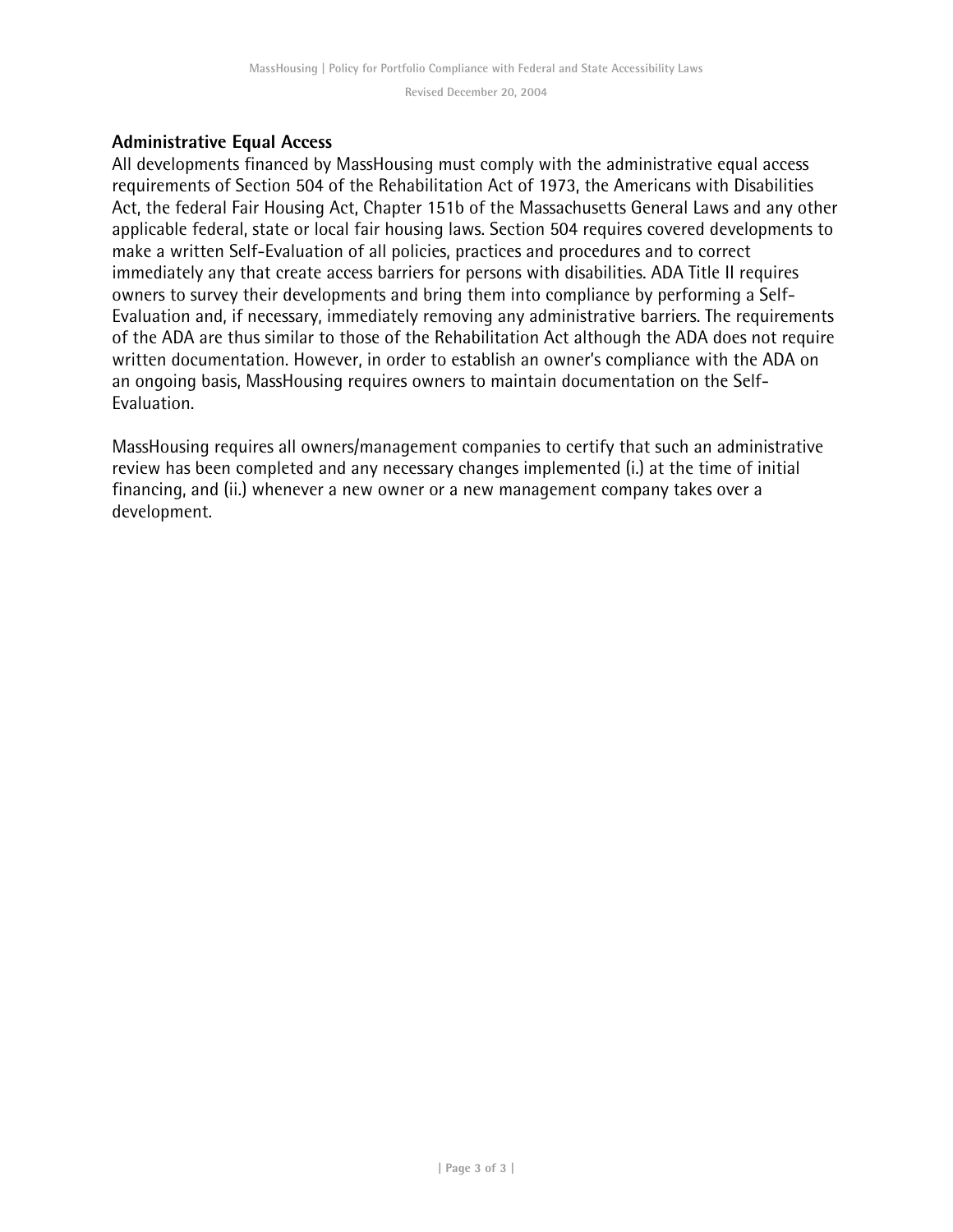### Administrative Equal Access

All developments financed by MassHousing must comply with the administrative equal access requirements of Section 504 of the Rehabilitation Act of 1973, the Americans with Disabilities Act, the federal Fair Housing Act, Chapter 151b of the Massachusetts General Laws and any other applicable federal, state or local fair housing laws. Section 504 requires covered developments to make a written Self-Evaluation of all policies, practices and procedures and to correct immediately any that create access barriers for persons with disabilities. ADA Title II requires owners to survey their developments and bring them into compliance by performing a Self-Evaluation and, if necessary, immediately removing any administrative barriers. The requirements of the ADA are thus similar to those of the Rehabilitation Act although the ADA does not require written documentation. However, in order to establish an owner's compliance with the ADA on an ongoing basis, MassHousing requires owners to maintain documentation on the Self-Evaluation.

MassHousing requires all owners/management companies to certify that such an administrative review has been completed and any necessary changes implemented (i.) at the time of initial financing, and (ii.) whenever a new owner or a new management company takes over a development.